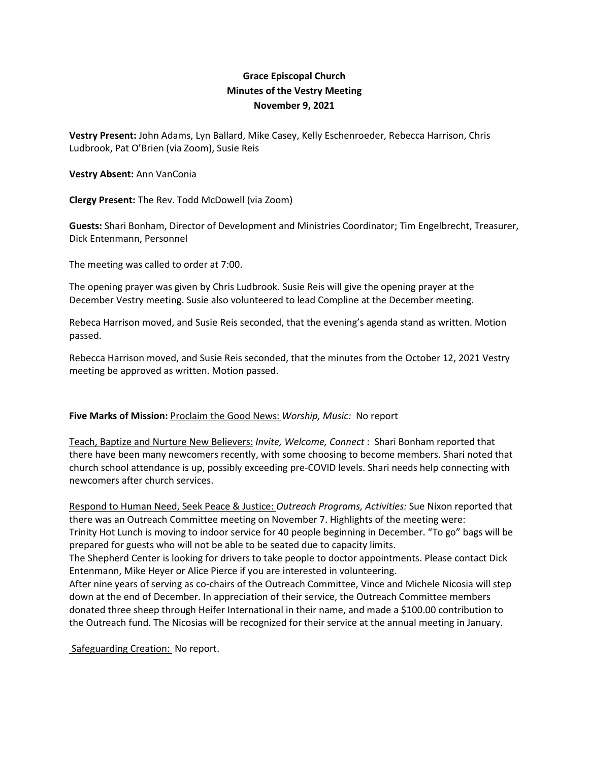# Grace Episcopal Church
## Minutes of the Vestry Meeting
### November 9, 2021

**Vestry Present:** John Adams, Lyn Ballard, Mike Casey, Kelly Eschenroeder, Rebecca Harrison, Chris Ludbrook, Pat O'Brien (via Zoom), Susie Reis

**Vestry Absent:** Ann VanConia

**Clergy Present:** The Rev. Todd McDowell (via Zoom)

**Guests:** Shari Bonham, Director of Development and Ministries Coordinator; Tim Engelbrecht, Treasurer, Dick Entenmann, Personnel

The meeting was called to order at 7:00.

The opening prayer was given by Chris Ludbrook. Susie Reis will give the opening prayer at the December Vestry meeting. Susie also volunteered to lead Compline at the December meeting.

Rebeca Harrison moved, and Susie Reis seconded, that the evening's agenda stand as written. Motion passed.

Rebecca Harrison moved, and Susie Reis seconded, that the minutes from the October 12, 2021 Vestry meeting be approved as written. Motion passed.

**Five Marks of Mission:** <u>Proclaim the Good News:</u> *Worship, Music:* No report

<u>Teach, Baptize and Nurture New Believers:</u> *Invite, Welcome, Connect* : Shari Bonham reported that there have been many newcomers recently, with some choosing to become members. Shari noted that church school attendance is up, possibly exceeding pre-COVID levels. Shari needs help connecting with newcomers after church services.

<u>Respond to Human Need, Seek Peace & Justice:</u> *Outreach Programs, Activities:* Sue Nixon reported that there was an Outreach Committee meeting on November 7. Highlights of the meeting were:
Trinity Hot Lunch is moving to indoor service for 40 people beginning in December. "To go" bags will be prepared for guests who will not be able to be seated due to capacity limits.
The Shepherd Center is looking for drivers to take people to doctor appointments. Please contact Dick Entenmann, Mike Heyer or Alice Pierce if you are interested in volunteering.
After nine years of serving as co-chairs of the Outreach Committee, Vince and Michele Nicosia will step down at the end of December. In appreciation of their service, the Outreach Committee members donated three sheep through Heifer International in their name, and made a $100.00 contribution to the Outreach fund. The Nicosias will be recognized for their service at the annual meeting in January.

<u>Safeguarding Creation:</u> No report.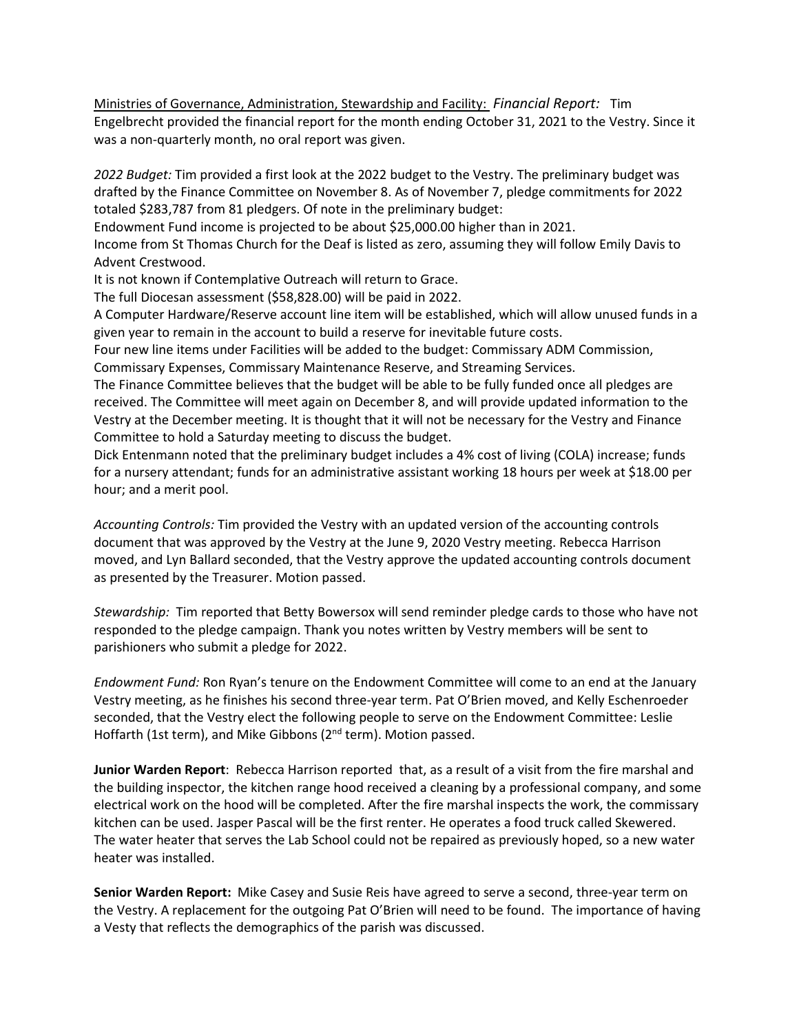Ministries of Governance, Administration, Stewardship and Facility: *Financial Report:* Tim Engelbrecht provided the financial report for the month ending October 31, 2021 to the Vestry. Since it was a non-quarterly month, no oral report was given.

*2022 Budget:* Tim provided a first look at the 2022 budget to the Vestry. The preliminary budget was drafted by the Finance Committee on November 8. As of November 7, pledge commitments for 2022 totaled $283,787 from 81 pledgers. Of note in the preliminary budget:
Endowment Fund income is projected to be about $25,000.00 higher than in 2021.
Income from St Thomas Church for the Deaf is listed as zero, assuming they will follow Emily Davis to Advent Crestwood.
It is not known if Contemplative Outreach will return to Grace.
The full Diocesan assessment ($58,828.00) will be paid in 2022.
A Computer Hardware/Reserve account line item will be established, which will allow unused funds in a given year to remain in the account to build a reserve for inevitable future costs.
Four new line items under Facilities will be added to the budget: Commissary ADM Commission, Commissary Expenses, Commissary Maintenance Reserve, and Streaming Services.
The Finance Committee believes that the budget will be able to be fully funded once all pledges are received. The Committee will meet again on December 8, and will provide updated information to the Vestry at the December meeting. It is thought that it will not be necessary for the Vestry and Finance Committee to hold a Saturday meeting to discuss the budget.
Dick Entenmann noted that the preliminary budget includes a 4% cost of living (COLA) increase; funds for a nursery attendant; funds for an administrative assistant working 18 hours per week at $18.00 per hour; and a merit pool.

*Accounting Controls:* Tim provided the Vestry with an updated version of the accounting controls document that was approved by the Vestry at the June 9, 2020 Vestry meeting. Rebecca Harrison moved, and Lyn Ballard seconded, that the Vestry approve the updated accounting controls document as presented by the Treasurer. Motion passed.

*Stewardship:* Tim reported that Betty Bowersox will send reminder pledge cards to those who have not responded to the pledge campaign. Thank you notes written by Vestry members will be sent to parishioners who submit a pledge for 2022.

*Endowment Fund:* Ron Ryan's tenure on the Endowment Committee will come to an end at the January Vestry meeting, as he finishes his second three-year term. Pat O'Brien moved, and Kelly Eschenroeder seconded, that the Vestry elect the following people to serve on the Endowment Committee: Leslie Hoffarth (1st term), and Mike Gibbons (2nd term). Motion passed.

**Junior Warden Report**: Rebecca Harrison reported that, as a result of a visit from the fire marshal and the building inspector, the kitchen range hood received a cleaning by a professional company, and some electrical work on the hood will be completed. After the fire marshal inspects the work, the commissary kitchen can be used. Jasper Pascal will be the first renter. He operates a food truck called Skewered. The water heater that serves the Lab School could not be repaired as previously hoped, so a new water heater was installed.

**Senior Warden Report:** Mike Casey and Susie Reis have agreed to serve a second, three-year term on the Vestry. A replacement for the outgoing Pat O'Brien will need to be found. The importance of having a Vesty that reflects the demographics of the parish was discussed.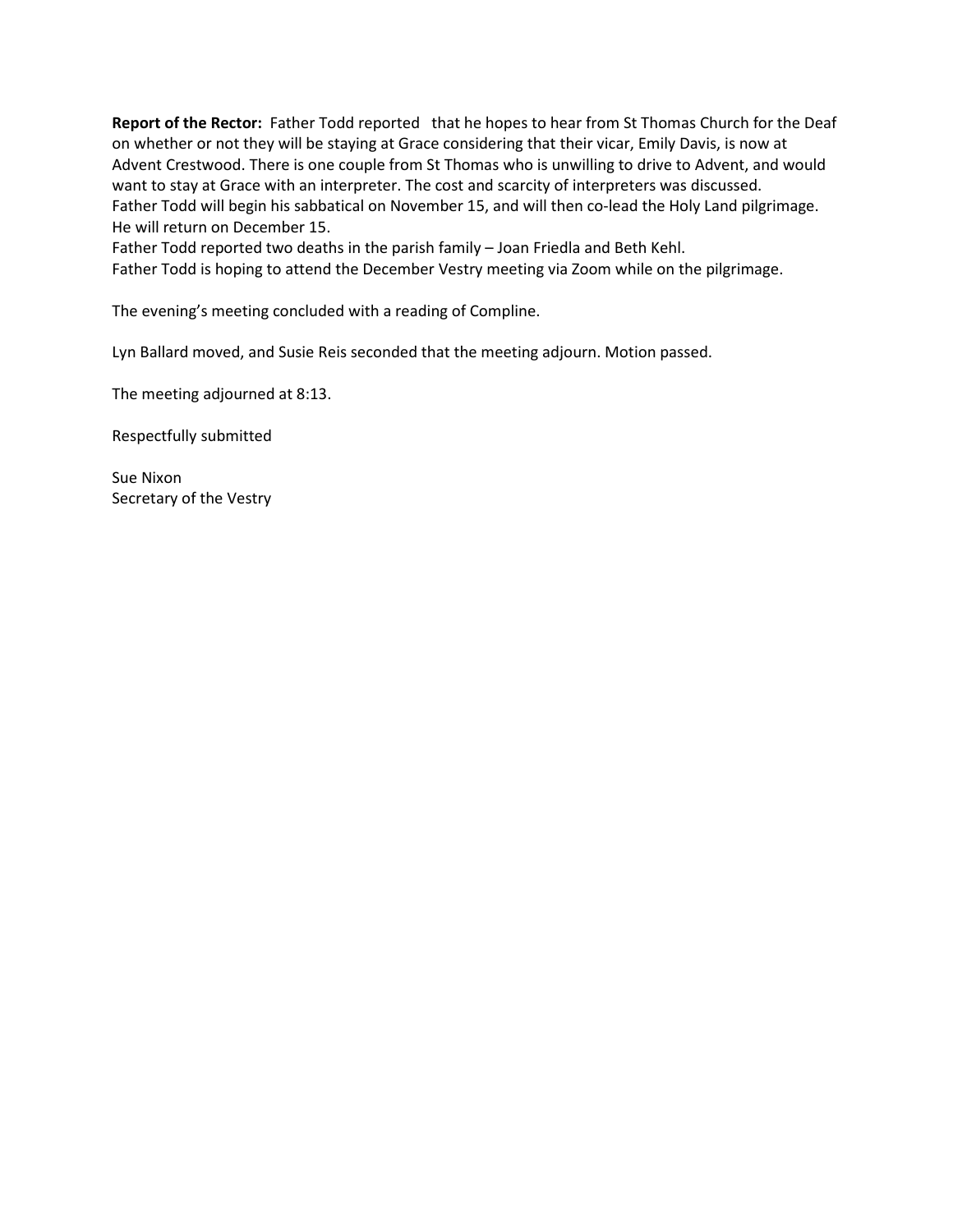**Report of the Rector:** Father Todd reported that he hopes to hear from St Thomas Church for the Deaf on whether or not they will be staying at Grace considering that their vicar, Emily Davis, is now at Advent Crestwood. There is one couple from St Thomas who is unwilling to drive to Advent, and would want to stay at Grace with an interpreter. The cost and scarcity of interpreters was discussed.
Father Todd will begin his sabbatical on November 15, and will then co-lead the Holy Land pilgrimage. He will return on December 15.
Father Todd reported two deaths in the parish family – Joan Friedla and Beth Kehl.
Father Todd is hoping to attend the December Vestry meeting via Zoom while on the pilgrimage.

The evening's meeting concluded with a reading of Compline.

Lyn Ballard moved, and Susie Reis seconded that the meeting adjourn. Motion passed.

The meeting adjourned at 8:13.

Respectfully submitted

Sue Nixon
Secretary of the Vestry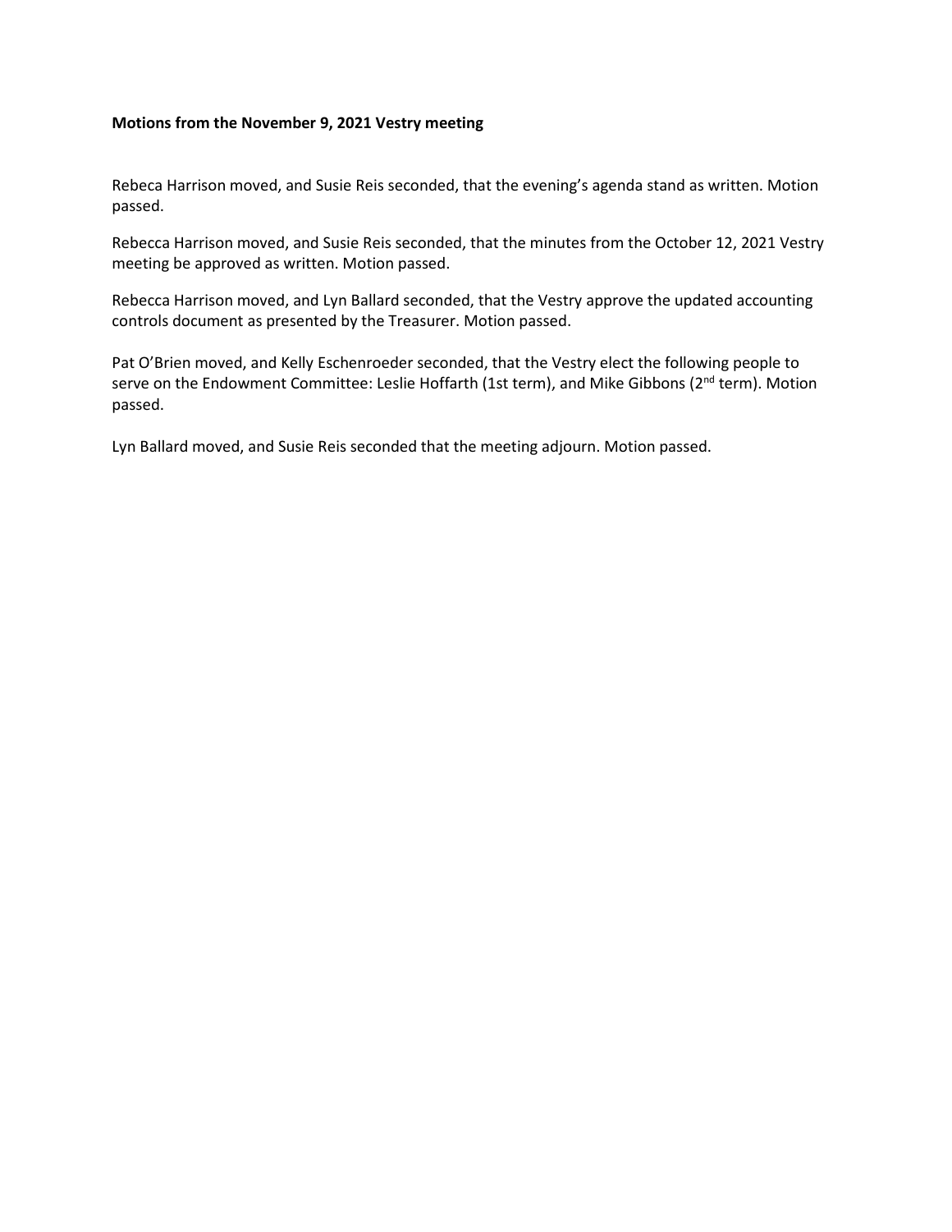**Motions from the November 9, 2021 Vestry meeting**

Rebeca Harrison moved, and Susie Reis seconded, that the evening's agenda stand as written. Motion passed.

Rebecca Harrison moved, and Susie Reis seconded, that the minutes from the October 12, 2021 Vestry meeting be approved as written. Motion passed.

Rebecca Harrison moved, and Lyn Ballard seconded, that the Vestry approve the updated accounting controls document as presented by the Treasurer. Motion passed.

Pat O'Brien moved, and Kelly Eschenroeder seconded, that the Vestry elect the following people to serve on the Endowment Committee: Leslie Hoffarth (1st term), and Mike Gibbons (2nd term). Motion passed.

Lyn Ballard moved, and Susie Reis seconded that the meeting adjourn. Motion passed.